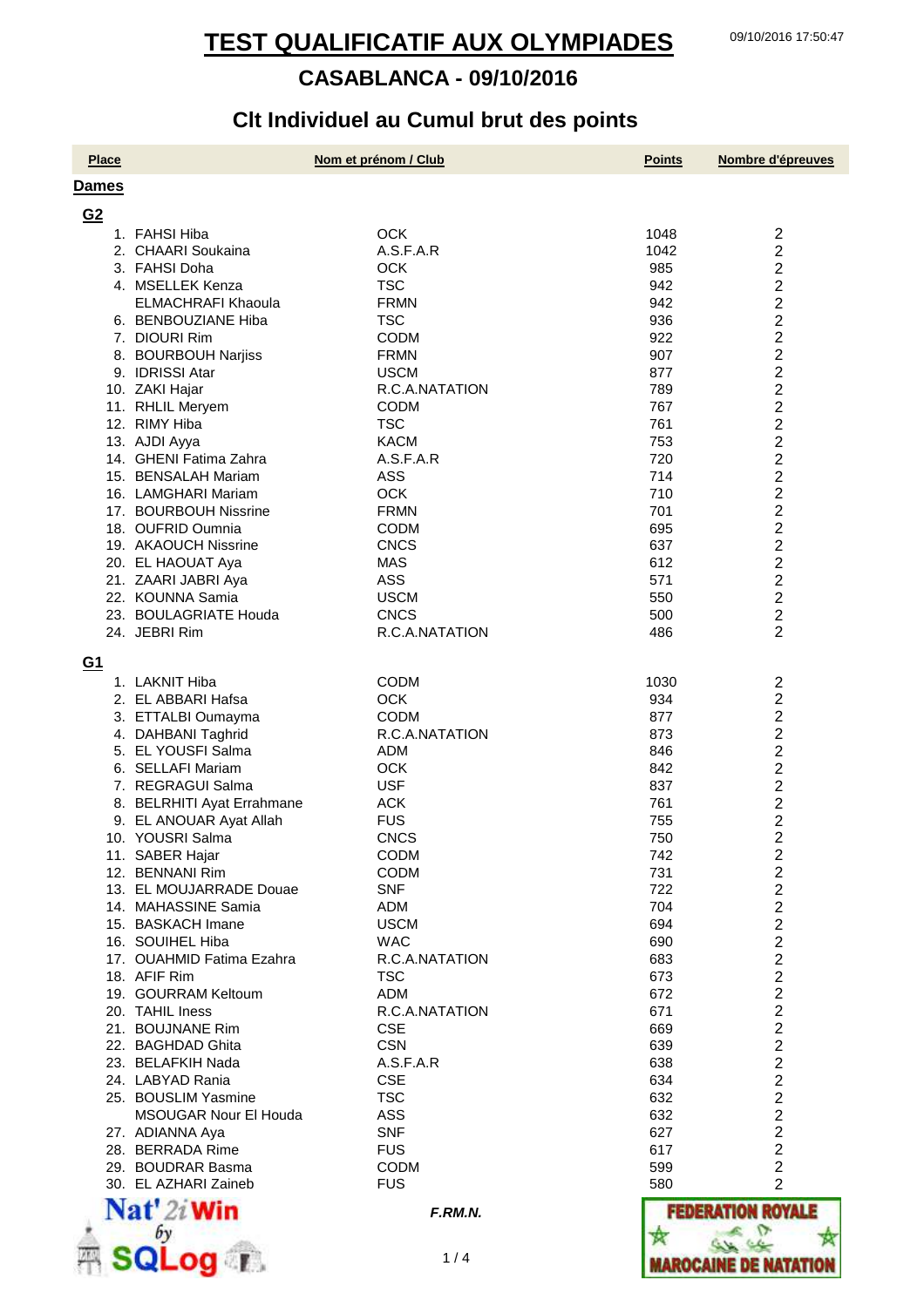# TEST QUALIFICATIF AUX OLYMPIADES

## CASABLANCA - 09/10/2016

## Clt Individuel au Cumul brut des points

| Place | Nom et prénom / Club | | Points | Nombre d'épreuves |
|---|---|---|---|---|
| **Dames** | | | | |
| **G2** | | | | |
| 1. | FAHSI Hiba | OCK | 1048 | 2 |
| 2. | CHAARI Soukaina | A.S.F.A.R | 1042 | 2 |
| 3. | FAHSI Doha | OCK | 985 | 2 |
| 4. | MSELLEK Kenza | TSC | 942 | 2 |
| | ELMACHRAFI Khaoula | FRMN | 942 | 2 |
| 6. | BENBOUZIANE Hiba | TSC | 936 | 2 |
| 7. | DIOURI Rim | CODM | 922 | 2 |
| 8. | BOURBOUH Narjiss | FRMN | 907 | 2 |
| 9. | IDRISSI Atar | USCM | 877 | 2 |
| 10. | ZAKI Hajar | R.C.A.NATATION | 789 | 2 |
| 11. | RHLIL Meryem | CODM | 767 | 2 |
| 12. | RIMY Hiba | TSC | 761 | 2 |
| 13. | AJDI Ayya | KACM | 753 | 2 |
| 14. | GHENI Fatima Zahra | A.S.F.A.R | 720 | 2 |
| 15. | BENSALAH Mariam | ASS | 714 | 2 |
| 16. | LAMGHARI Mariam | OCK | 710 | 2 |
| 17. | BOURBOUH Nissrine | FRMN | 701 | 2 |
| 18. | OUFRID Oumnia | CODM | 695 | 2 |
| 19. | AKAOUCH Nissrine | CNCS | 637 | 2 |
| 20. | EL HAOUAT Aya | MAS | 612 | 2 |
| 21. | ZAARI JABRI Aya | ASS | 571 | 2 |
| 22. | KOUNNA Samia | USCM | 550 | 2 |
| 23. | BOULAGRIATE Houda | CNCS | 500 | 2 |
| 24. | JEBRI Rim | R.C.A.NATATION | 486 | 2 |
| **G1** | | | | |
| 1. | LAKNIT Hiba | CODM | 1030 | 2 |
| 2. | EL ABBARI Hafsa | OCK | 934 | 2 |
| 3. | ETTALBI Oumayma | CODM | 877 | 2 |
| 4. | DAHBANI Taghrid | R.C.A.NATATION | 873 | 2 |
| 5. | EL YOUSFI Salma | ADM | 846 | 2 |
| 6. | SELLAFI Mariam | OCK | 842 | 2 |
| 7. | REGRAGUI Salma | USF | 837 | 2 |
| 8. | BELRHITI Ayat Errahmane | ACK | 761 | 2 |
| 9. | EL ANOUAR Ayat Allah | FUS | 755 | 2 |
| 10. | YOUSRI Salma | CNCS | 750 | 2 |
| 11. | SABER Hajar | CODM | 742 | 2 |
| 12. | BENNANI Rim | CODM | 731 | 2 |
| 13. | EL MOUJARRADE Douae | SNF | 722 | 2 |
| 14. | MAHASSINE Samia | ADM | 704 | 2 |
| 15. | BASKACH Imane | USCM | 694 | 2 |
| 16. | SOUIHEL Hiba | WAC | 690 | 2 |
| 17. | OUAHMID Fatima Ezahra | R.C.A.NATATION | 683 | 2 |
| 18. | AFIF Rim | TSC | 673 | 2 |
| 19. | GOURRAM Keltoum | ADM | 672 | 2 |
| 20. | TAHIL Iness | R.C.A.NATATION | 671 | 2 |
| 21. | BOUJNANE Rim | CSE | 669 | 2 |
| 22. | BAGHDAD Ghita | CSN | 639 | 2 |
| 23. | BELAFKIH Nada | A.S.F.A.R | 638 | 2 |
| 24. | LABYAD Rania | CSE | 634 | 2 |
| 25. | BOUSLIM Yasmine | TSC | 632 | 2 |
| | MSOUGAR Nour El Houda | ASS | 632 | 2 |
| 27. | ADIANNA Aya | SNF | 627 | 2 |
| 28. | BERRADA Rime | FUS | 617 | 2 |
| 29. | BOUDRAR Basma | CODM | 599 | 2 |
| 30. | EL AZHARI Zaineb | FUS | 580 | 2 |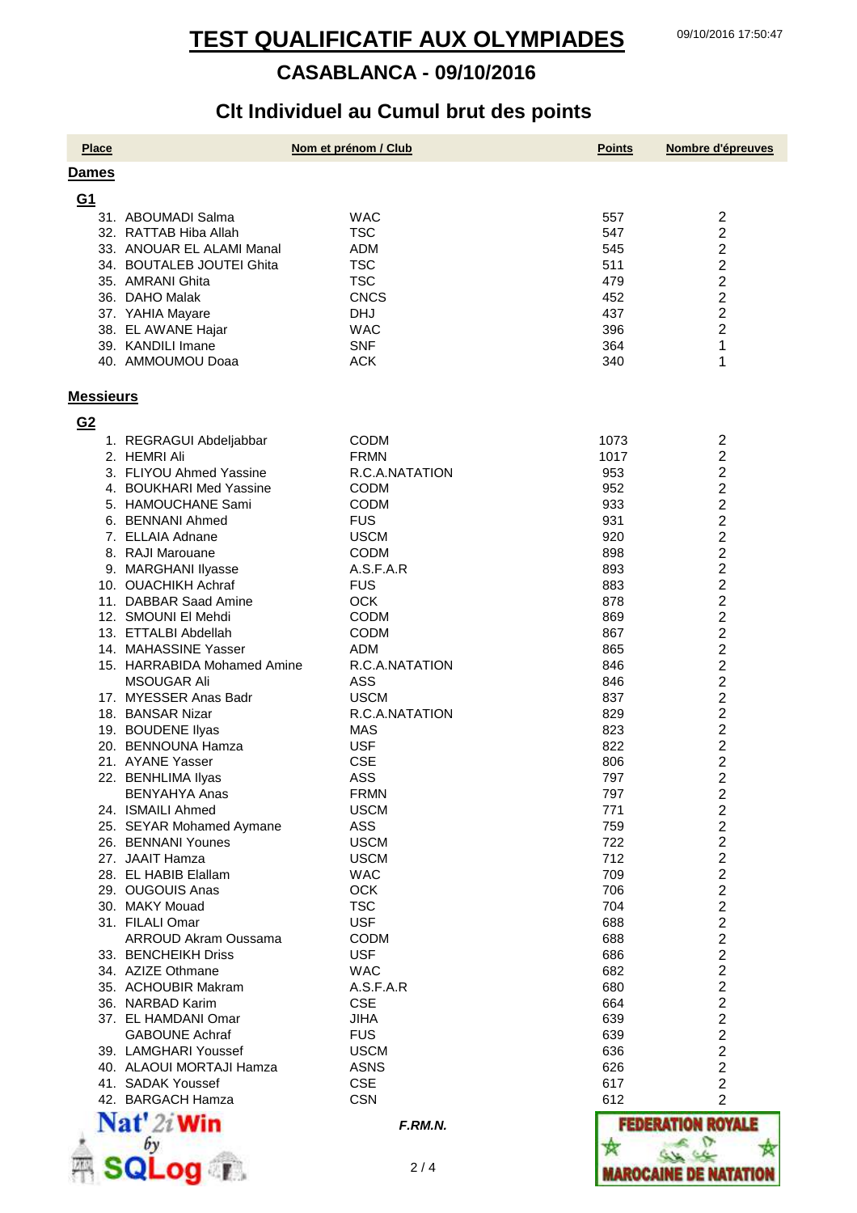# TEST QUALIFICATIF AUX OLYMPIADES

## CASABLANCA - 09/10/2016

## Clt Individuel au Cumul brut des points

| Place | Nom et prénom / Club | | Points | Nombre d'épreuves |
|---|---|---|---|---|
| **Dames** | | | | |
| **G1** | | | | |
| 31. | ABOUMADI Salma | WAC | 557 | 2 |
| 32. | RATTAB Hiba Allah | TSC | 547 | 2 |
| 33. | ANOUAR EL ALAMI Manal | ADM | 545 | 2 |
| 34. | BOUTALEB JOUTEI Ghita | TSC | 511 | 2 |
| 35. | AMRANI Ghita | TSC | 479 | 2 |
| 36. | DAHO Malak | CNCS | 452 | 2 |
| 37. | YAHIA Mayare | DHJ | 437 | 2 |
| 38. | EL AWANE Hajar | WAC | 396 | 2 |
| 39. | KANDILI Imane | SNF | 364 | 1 |
| 40. | AMMOUMOU Doaa | ACK | 340 | 1 |
| **Messieurs** | | | | |
| **G2** | | | | |
| 1. | REGRAGUI Abdeljabbar | CODM | 1073 | 2 |
| 2. | HEMRI Ali | FRMN | 1017 | 2 |
| 3. | FLIYOU Ahmed Yassine | R.C.A.NATATION | 953 | 2 |
| 4. | BOUKHARI Med Yassine | CODM | 952 | 2 |
| 5. | HAMOUCHANE Sami | CODM | 933 | 2 |
| 6. | BENNANI Ahmed | FUS | 931 | 2 |
| 7. | ELLAIA Adnane | USCM | 920 | 2 |
| 8. | RAJI Marouane | CODM | 898 | 2 |
| 9. | MARGHANI Ilyasse | A.S.F.A.R | 893 | 2 |
| 10. | OUACHIKH Achraf | FUS | 883 | 2 |
| 11. | DABBAR Saad Amine | OCK | 878 | 2 |
| 12. | SMOUNI El Mehdi | CODM | 869 | 2 |
| 13. | ETTALBI Abdellah | CODM | 867 | 2 |
| 14. | MAHASSINE Yasser | ADM | 865 | 2 |
| 15. | HARRABIDA Mohamed Amine | R.C.A.NATATION | 846 | 2 |
| | MSOUGAR Ali | ASS | 846 | 2 |
| 17. | MYESSER Anas Badr | USCM | 837 | 2 |
| 18. | BANSAR Nizar | R.C.A.NATATION | 829 | 2 |
| 19. | BOUDENE Ilyas | MAS | 823 | 2 |
| 20. | BENNOUNA Hamza | USF | 822 | 2 |
| 21. | AYANE Yasser | CSE | 806 | 2 |
| 22. | BENHLIMA Ilyas | ASS | 797 | 2 |
| | BENYAHYA Anas | FRMN | 797 | 2 |
| 24. | ISMAILI Ahmed | USCM | 771 | 2 |
| 25. | SEYAR Mohamed Aymane | ASS | 759 | 2 |
| 26. | BENNANI Younes | USCM | 722 | 2 |
| 27. | JAAIT Hamza | USCM | 712 | 2 |
| 28. | EL HABIB Elallam | WAC | 709 | 2 |
| 29. | OUGOUIS Anas | OCK | 706 | 2 |
| 30. | MAKY Mouad | TSC | 704 | 2 |
| 31. | FILALI Omar | USF | 688 | 2 |
| | ARROUD Akram Oussama | CODM | 688 | 2 |
| 33. | BENCHEIKH Driss | USF | 686 | 2 |
| 34. | AZIZE Othmane | WAC | 682 | 2 |
| 35. | ACHOUBIR Makram | A.S.F.A.R | 680 | 2 |
| 36. | NARBAD Karim | CSE | 664 | 2 |
| 37. | EL HAMDANI Omar | JIHA | 639 | 2 |
| | GABOUNE Achraf | FUS | 639 | 2 |
| 39. | LAMGHARI Youssef | USCM | 636 | 2 |
| 40. | ALAOUI MORTAJI Hamza | ASNS | 626 | 2 |
| 41. | SADAK Youssef | CSE | 617 | 2 |
| 42. | BARGACH Hamza | CSN | 612 | 2 |

*F.RM.N.*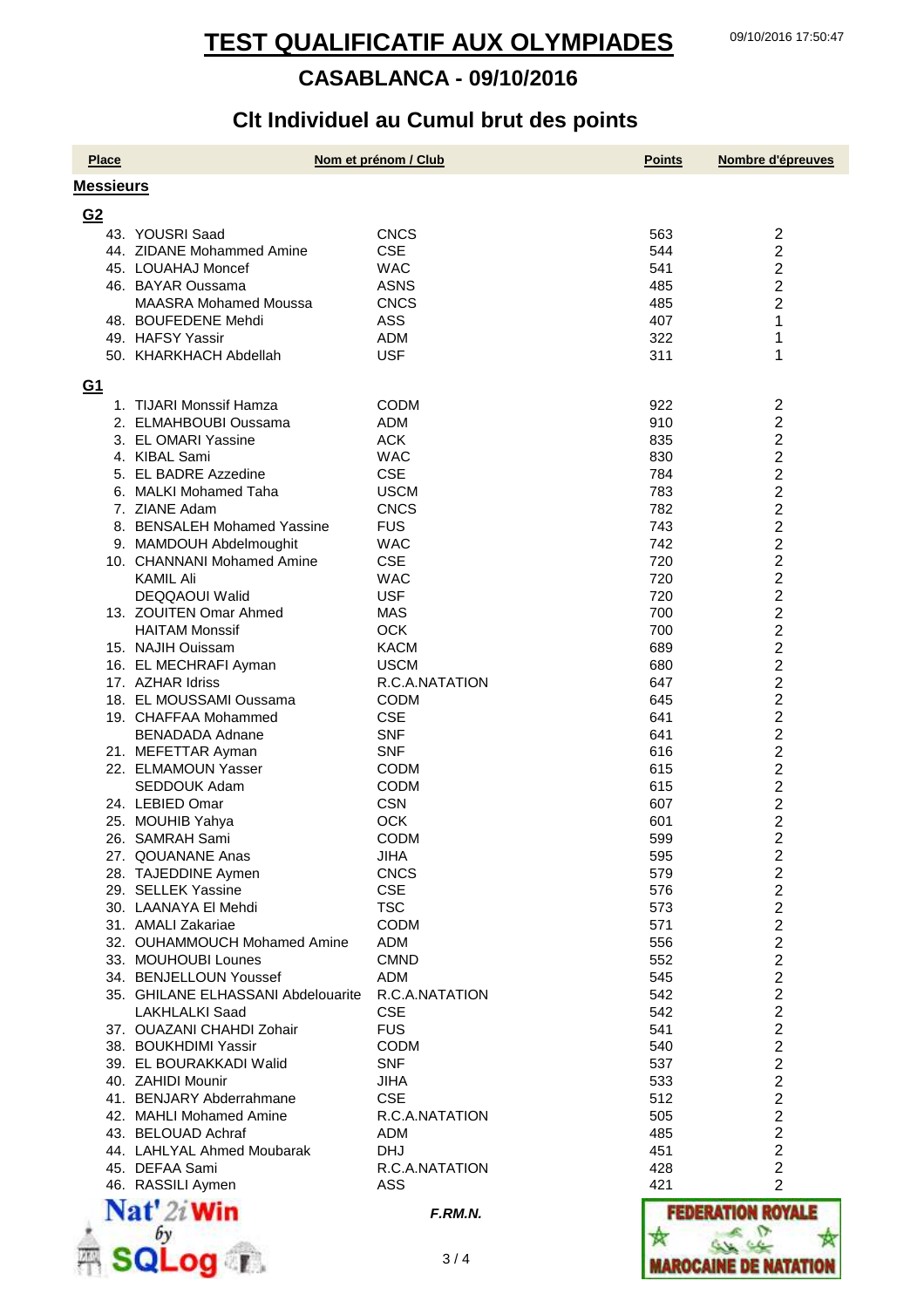# TEST QUALIFICATIF AUX OLYMPIADES

## CASABLANCA - 09/10/2016

## Clt Individuel au Cumul brut des points

| Place | Nom et prénom / Club | | Points | Nombre d'épreuves |
|---|---|---|---|---|
| **Messieurs** | | | | |
| **G2** | | | | |
| 43. | YOUSRI Saad | CNCS | 563 | 2 |
| 44. | ZIDANE Mohammed Amine | CSE | 544 | 2 |
| 45. | LOUAHAJ Moncef | WAC | 541 | 2 |
| 46. | BAYAR Oussama | ASNS | 485 | 2 |
| | MAASRA Mohamed Moussa | CNCS | 485 | 2 |
| 48. | BOUFEDENE Mehdi | ASS | 407 | 1 |
| 49. | HAFSY Yassir | ADM | 322 | 1 |
| 50. | KHARKHACH Abdellah | USF | 311 | 1 |
| **G1** | | | | |
| 1. | TIJARI Monssif Hamza | CODM | 922 | 2 |
| 2. | ELMAHBOUBI Oussama | ADM | 910 | 2 |
| 3. | EL OMARI Yassine | ACK | 835 | 2 |
| 4. | KIBAL Sami | WAC | 830 | 2 |
| 5. | EL BADRE Azzedine | CSE | 784 | 2 |
| 6. | MALKI Mohamed Taha | USCM | 783 | 2 |
| 7. | ZIANE Adam | CNCS | 782 | 2 |
| 8. | BENSALEH Mohamed Yassine | FUS | 743 | 2 |
| 9. | MAMDOUH Abdelmoughit | WAC | 742 | 2 |
| 10. | CHANNANI Mohamed Amine | CSE | 720 | 2 |
| | KAMIL Ali | WAC | 720 | 2 |
| | DEQQAOUI Walid | USF | 720 | 2 |
| 13. | ZOUITEN Omar Ahmed | MAS | 700 | 2 |
| | HAITAM Monssif | OCK | 700 | 2 |
| 15. | NAJIH Ouissam | KACM | 689 | 2 |
| 16. | EL MECHRAFI Ayman | USCM | 680 | 2 |
| 17. | AZHAR Idriss | R.C.A.NATATION | 647 | 2 |
| 18. | EL MOUSSAMI Oussama | CODM | 645 | 2 |
| 19. | CHAFFAA Mohammed | CSE | 641 | 2 |
| | BENADADA Adnane | SNF | 641 | 2 |
| 21. | MEFETTAR Ayman | SNF | 616 | 2 |
| 22. | ELMAMOUN Yasser | CODM | 615 | 2 |
| | SEDDOUK Adam | CODM | 615 | 2 |
| 24. | LEBIED Omar | CSN | 607 | 2 |
| 25. | MOUHIB Yahya | OCK | 601 | 2 |
| 26. | SAMRAH Sami | CODM | 599 | 2 |
| 27. | QOUANANE Anas | JIHA | 595 | 2 |
| 28. | TAJEDDINE Aymen | CNCS | 579 | 2 |
| 29. | SELLEK Yassine | CSE | 576 | 2 |
| 30. | LAANAYA El Mehdi | TSC | 573 | 2 |
| 31. | AMALI Zakariae | CODM | 571 | 2 |
| 32. | OUHAMMOUCH Mohamed Amine | ADM | 556 | 2 |
| 33. | MOUHOUBI Lounes | CMND | 552 | 2 |
| 34. | BENJELLOUN Youssef | ADM | 545 | 2 |
| 35. | GHILANE ELHASSANI Abdelouarite | R.C.A.NATATION | 542 | 2 |
| | LAKHLALKI Saad | CSE | 542 | 2 |
| 37. | OUAZANI CHAHDI Zohair | FUS | 541 | 2 |
| 38. | BOUKHDIMI Yassir | CODM | 540 | 2 |
| 39. | EL BOURAKKADI Walid | SNF | 537 | 2 |
| 40. | ZAHIDI Mounir | JIHA | 533 | 2 |
| 41. | BENJARY Abderrahmane | CSE | 512 | 2 |
| 42. | MAHLI Mohamed Amine | R.C.A.NATATION | 505 | 2 |
| 43. | BELOUAD Achraf | ADM | 485 | 2 |
| 44. | LAHLYAL Ahmed Moubarak | DHJ | 451 | 2 |
| 45. | DEFAA Sami | R.C.A.NATATION | 428 | 2 |
| 46. | RASSILI Aymen | ASS | 421 | 2 |

*F.RM.N.*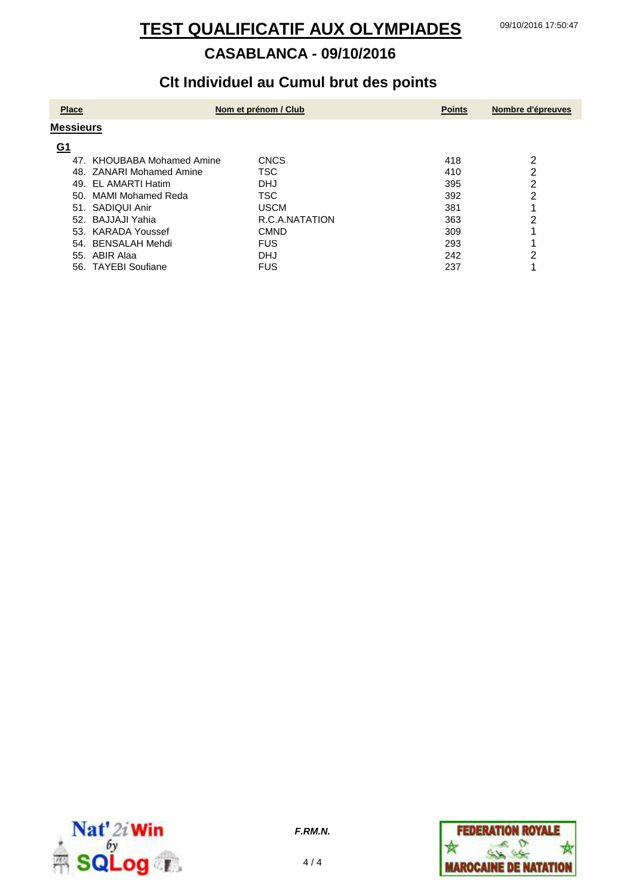# TEST QUALIFICATIF AUX OLYMPIADES

## CASABLANCA - 09/10/2016

## Clt Individuel au Cumul brut des points

| Place | Nom et prénom / Club | | Points | Nombre d'épreuves |
|---|---|---|---|---|
| **Messieurs** | | | | |
| **G1** | | | | |
| 47. | KHOUBABA Mohamed Amine | CNCS | 418 | 2 |
| 48. | ZANARI Mohamed Amine | TSC | 410 | 2 |
| 49. | EL AMARTI Hatim | DHJ | 395 | 2 |
| 50. | MAMI Mohamed Reda | TSC | 392 | 2 |
| 51. | SADIQUI Anir | USCM | 381 | 1 |
| 52. | BAJJAJI Yahia | R.C.A.NATATION | 363 | 2 |
| 53. | KARADA Youssef | CMND | 309 | 1 |
| 54. | BENSALAH Mehdi | FUS | 293 | 1 |
| 55. | ABIR Alaa | DHJ | 242 | 2 |
| 56. | TAYEBI Soufiane | FUS | 237 | 1 |

*F.RM.N.*